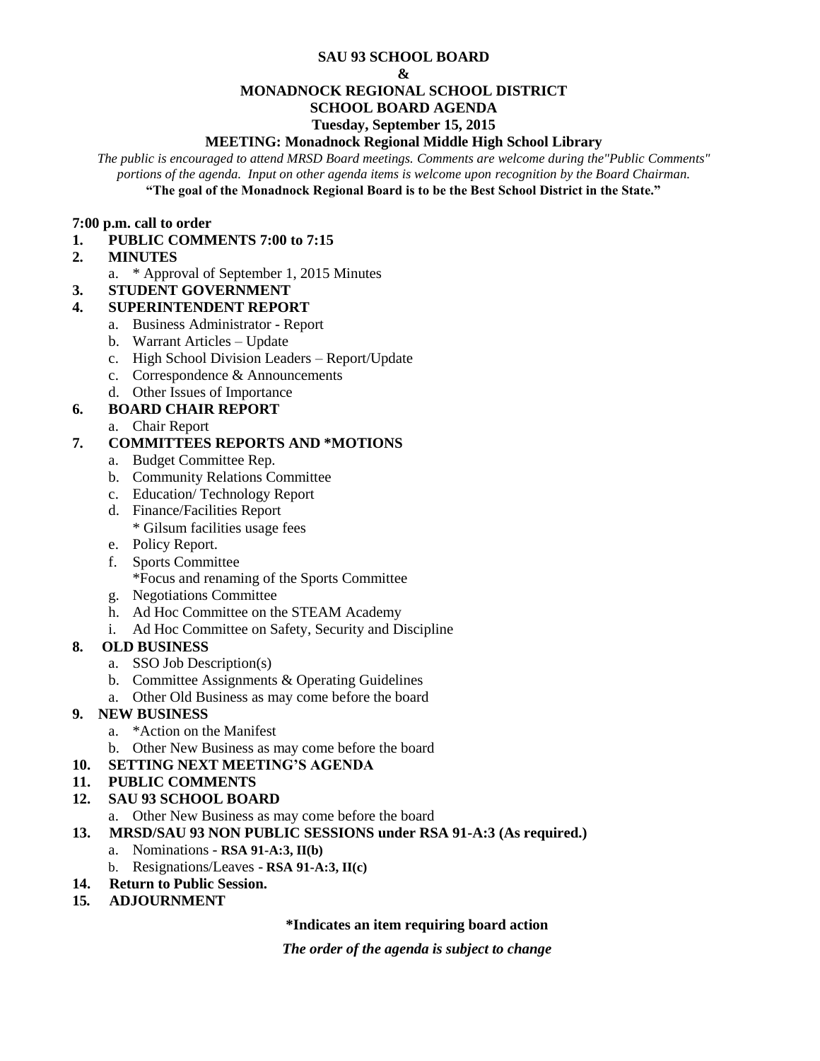# SAU 93 SCHOOL BOARD

# &

# MONADNOCK REGIONAL SCHOOL DISTRICT

# SCHOOL BOARD AGENDA

**Tuesday, September 15, 2015**

**MEETING: Monadnock Regional Middle High School Library**

*The public is encouraged to attend MRSD Board meetings. Comments are welcome during the"Public Comments" portions of the agenda. Input on other agenda items is welcome upon recognition by the Board Chairman.*

**"The goal of the Monadnock Regional Board is to be the Best School District in the State."**

**7:00 p.m. call to order**

**1. PUBLIC COMMENTS 7:00 to 7:15**

**2. MINUTES**

   a. * Approval of September 1, 2015 Minutes

**3. STUDENT GOVERNMENT**

**4. SUPERINTENDENT REPORT**

   a. Business Administrator - Report
   b. Warrant Articles – Update
   c. High School Division Leaders – Report/Update
   c. Correspondence & Announcements
   d. Other Issues of Importance

**6. BOARD CHAIR REPORT**

   a. Chair Report

**7. COMMITTEES REPORTS AND *MOTIONS**

   a. Budget Committee Rep.
   b. Community Relations Committee
   c. Education/ Technology Report
   d. Finance/Facilities Report
      * Gilsum facilities usage fees
   e. Policy Report.
   f. Sports Committee
      *Focus and renaming of the Sports Committee
   g. Negotiations Committee
   h. Ad Hoc Committee on the STEAM Academy
   i. Ad Hoc Committee on Safety, Security and Discipline

**8. OLD BUSINESS**

   a. SSO Job Description(s)
   b. Committee Assignments & Operating Guidelines
   a. Other Old Business as may come before the board

**9. NEW BUSINESS**

   a. *Action on the Manifest
   b. Other New Business as may come before the board

**10. SETTING NEXT MEETING'S AGENDA**

**11. PUBLIC COMMENTS**

**12. SAU 93 SCHOOL BOARD**

   a. Other New Business as may come before the board

**13. MRSD/SAU 93 NON PUBLIC SESSIONS under RSA 91-A:3 (As required.)**

   a. Nominations - **RSA 91-A:3, II(b)**
   b. Resignations/Leaves - **RSA 91-A:3, II(c)**

**14. Return to Public Session.**

**15. ADJOURNMENT**

**\*Indicates an item requiring board action**

***The order of the agenda is subject to change***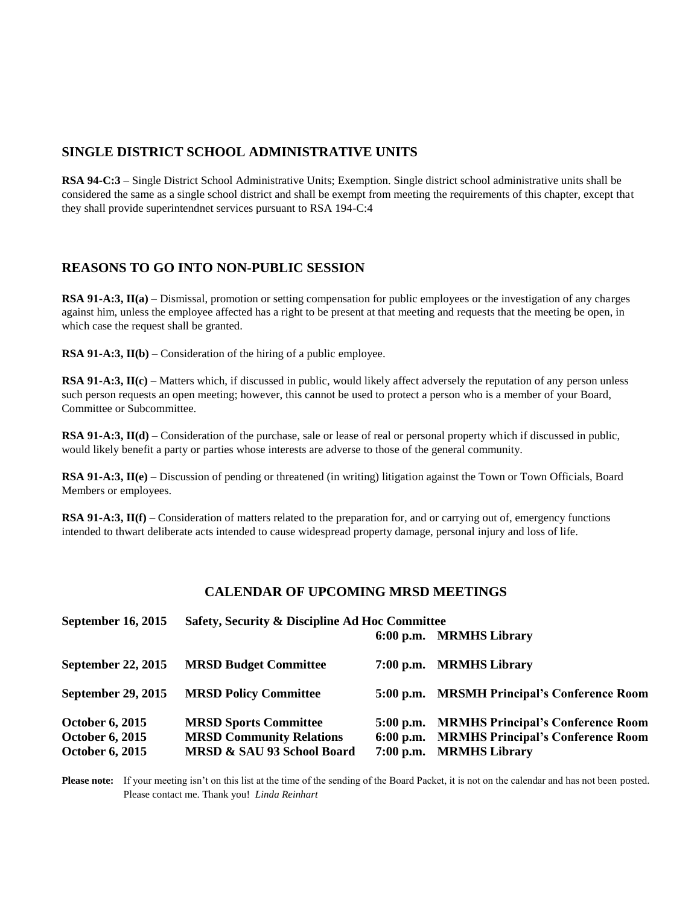## SINGLE DISTRICT SCHOOL ADMINISTRATIVE UNITS

**RSA 94-C:3** – Single District School Administrative Units; Exemption. Single district school administrative units shall be considered the same as a single school district and shall be exempt from meeting the requirements of this chapter, except that they shall provide superintendnet services pursuant to RSA 194-C:4

## REASONS TO GO INTO NON-PUBLIC SESSION

**RSA 91-A:3, II(a)** – Dismissal, promotion or setting compensation for public employees or the investigation of any charges against him, unless the employee affected has a right to be present at that meeting and requests that the meeting be open, in which case the request shall be granted.

**RSA 91-A:3, II(b)** – Consideration of the hiring of a public employee.

**RSA 91-A:3, II(c)** – Matters which, if discussed in public, would likely affect adversely the reputation of any person unless such person requests an open meeting; however, this cannot be used to protect a person who is a member of your Board, Committee or Subcommittee.

**RSA 91-A:3, II(d)** – Consideration of the purchase, sale or lease of real or personal property which if discussed in public, would likely benefit a party or parties whose interests are adverse to those of the general community.

**RSA 91-A:3, II(e)** – Discussion of pending or threatened (in writing) litigation against the Town or Town Officials, Board Members or employees.

**RSA 91-A:3, II(f)** – Consideration of matters related to the preparation for, and or carrying out of, emergency functions intended to thwart deliberate acts intended to cause widespread property damage, personal injury and loss of life.

## CALENDAR OF UPCOMING MRSD MEETINGS

| | | | |
|---|---|---|---|
| **September 16, 2015** | **Safety, Security & Discipline Ad Hoc Committee** | **6:00 p.m.** | **MRMHS Library** |
| **September 22, 2015** | **MRSD Budget Committee** | **7:00 p.m.** | **MRMHS Library** |
| **September 29, 2015** | **MRSD Policy Committee** | **5:00 p.m.** | **MRSMH Principal's Conference Room** |
| **October 6, 2015** | **MRSD Sports Committee** | **5:00 p.m.** | **MRMHS Principal's Conference Room** |
| **October 6, 2015** | **MRSD Community Relations** | **6:00 p.m.** | **MRMHS Principal's Conference Room** |
| **October 6, 2015** | **MRSD & SAU 93 School Board** | **7:00 p.m.** | **MRMHS Library** |

**Please note:** If your meeting isn't on this list at the time of the sending of the Board Packet, it is not on the calendar and has not been posted. Please contact me. Thank you! *Linda Reinhart*